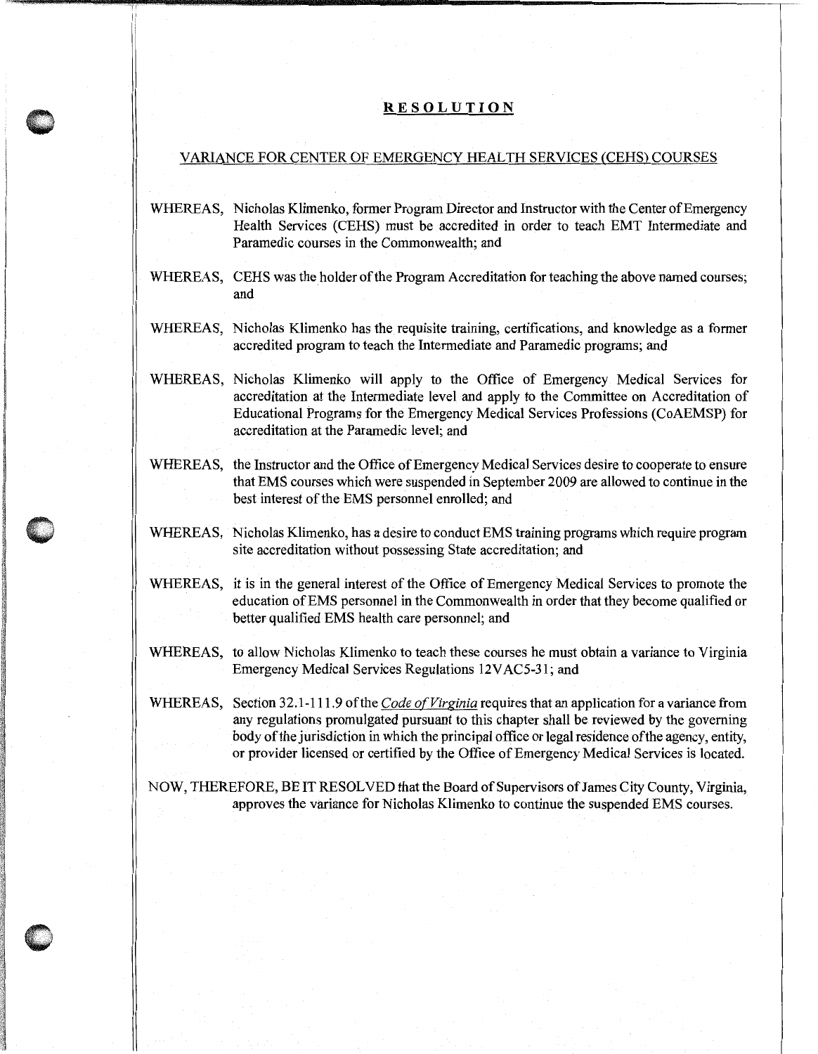# RESOLUTION

## VARIANCE FOR CENTER OF EMERGENCY HEALTH SERVICES (CEHS) COURSES

WHEREAS, Nicholas Klimenko, former Program Director and Instructor with the Center of Emergency Health Services (CEHS) must be accredited in order to teach EMT Intermediate and Paramedic courses in the Commonwealth; and

WHEREAS, CEHS was the holder of the Program Accreditation for teaching the above named courses; and

WHEREAS, Nicholas Klimenko has the requisite training, certifications, and knowledge as a former accredited program to teach the Intermediate and Paramedic programs; and

WHEREAS, Nicholas Klimenko will apply to the Office of Emergency Medical Services for accreditation at the Intermediate level and apply to the Committee on Accreditation of Educational Programs for the Emergency Medical Services Professions (CoAEMSP) for accreditation at the Paramedic level; and

WHEREAS, the Instructor and the Office of Emergency Medical Services desire to cooperate to ensure that EMS courses which were suspended in September 2009 are allowed to continue in the best interest of the EMS personnel enrolled; and

WHEREAS, Nicholas Klimenko, has a desire to conduct EMS training programs which require program site accreditation without possessing State accreditation; and

WHEREAS, it is in the general interest of the Office of Emergency Medical Services to promote the education of EMS personnel in the Commonwealth in order that they become qualified or better qualified EMS health care personnel; and

WHEREAS, to allow Nicholas Klimenko to teach these courses he must obtain a variance to Virginia Emergency Medical Services Regulations 12VAC5-31; and

WHEREAS, Section 32.1-111.9 of the *Code of Virginia* requires that an application for a variance from any regulations promulgated pursuant to this chapter shall be reviewed by the governing body of the jurisdiction in which the principal office or legal residence of the agency, entity, or provider licensed or certified by the Office of Emergency Medical Services is located.

NOW, THEREFORE, BE IT RESOLVED that the Board of Supervisors of James City County, Virginia, approves the variance for Nicholas Klimenko to continue the suspended EMS courses.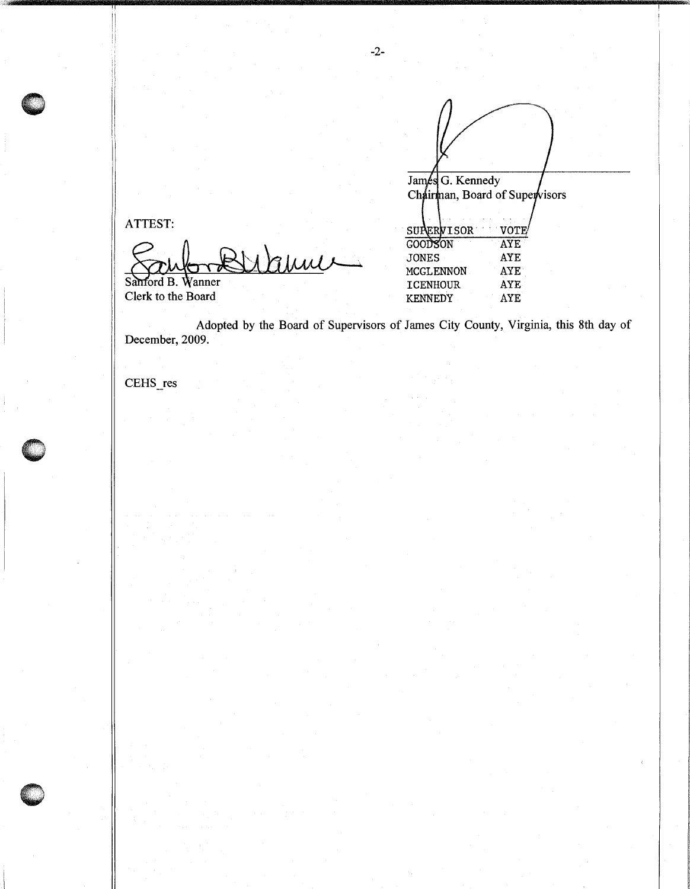James G. Kennedy
Chairman, Board of Supervisors

ATTEST:

Sanford B. Wanner
Clerk to the Board

| SUPERVISOR | VOTE |
|---|---|
| GOODSON | AYE |
| JONES | AYE |
| MCGLENNON | AYE |
| ICENHOUR | AYE |
| KENNEDY | AYE |

Adopted by the Board of Supervisors of James City County, Virginia, this 8th day of December, 2009.

CEHS_res